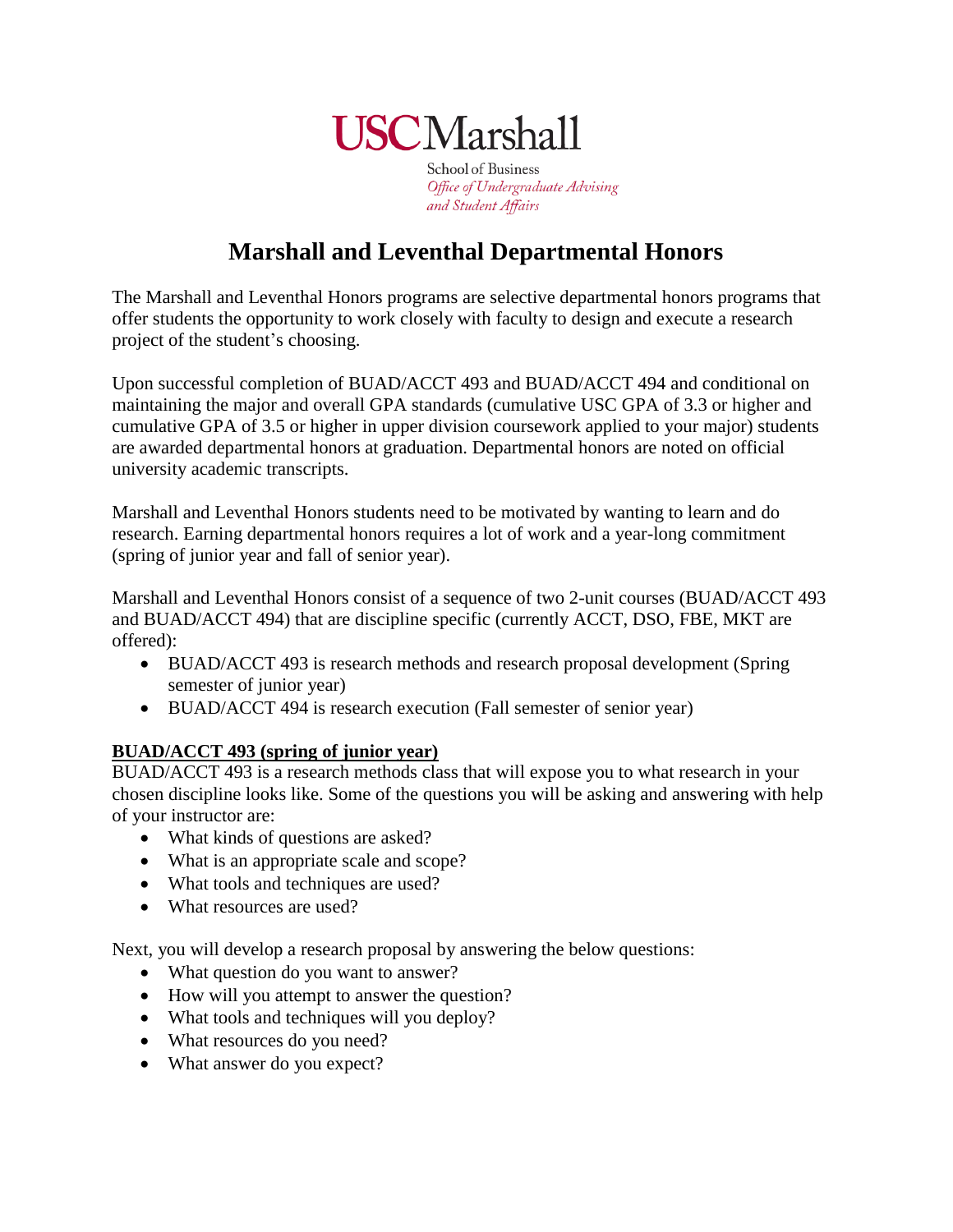USC Marshall

School of Business
*Office of Undergraduate Advising and Student Affairs*

# Marshall and Leventhal Departmental Honors

The Marshall and Leventhal Honors programs are selective departmental honors programs that offer students the opportunity to work closely with faculty to design and execute a research project of the student's choosing.

Upon successful completion of BUAD/ACCT 493 and BUAD/ACCT 494 and conditional on maintaining the major and overall GPA standards (cumulative USC GPA of 3.3 or higher and cumulative GPA of 3.5 or higher in upper division coursework applied to your major) students are awarded departmental honors at graduation. Departmental honors are noted on official university academic transcripts.

Marshall and Leventhal Honors students need to be motivated by wanting to learn and do research. Earning departmental honors requires a lot of work and a year-long commitment (spring of junior year and fall of senior year).

Marshall and Leventhal Honors consist of a sequence of two 2-unit courses (BUAD/ACCT 493 and BUAD/ACCT 494) that are discipline specific (currently ACCT, DSO, FBE, MKT are offered):

- BUAD/ACCT 493 is research methods and research proposal development (Spring semester of junior year)
- BUAD/ACCT 494 is research execution (Fall semester of senior year)

**BUAD/ACCT 493 (spring of junior year)**

BUAD/ACCT 493 is a research methods class that will expose you to what research in your chosen discipline looks like. Some of the questions you will be asking and answering with help of your instructor are:

- What kinds of questions are asked?
- What is an appropriate scale and scope?
- What tools and techniques are used?
- What resources are used?

Next, you will develop a research proposal by answering the below questions:

- What question do you want to answer?
- How will you attempt to answer the question?
- What tools and techniques will you deploy?
- What resources do you need?
- What answer do you expect?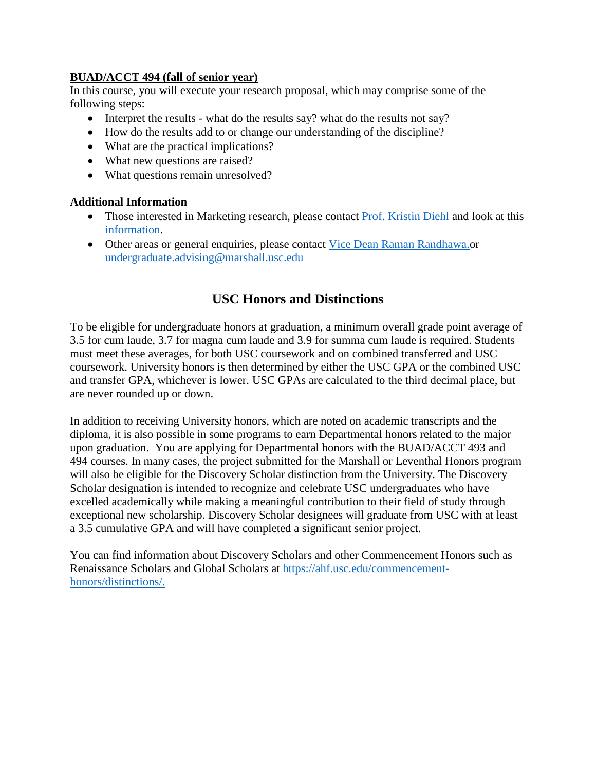**BUAD/ACCT 494 (fall of senior year)**

In this course, you will execute your research proposal, which may comprise some of the following steps:

- Interpret the results - what do the results say? what do the results not say?
- How do the results add to or change our understanding of the discipline?
- What are the practical implications?
- What new questions are raised?
- What questions remain unresolved?

**Additional Information**

- Those interested in Marketing research, please contact Prof. Kristin Diehl and look at this information.
- Other areas or general enquiries, please contact Vice Dean Raman Randhawa.or undergraduate.advising@marshall.usc.edu

## USC Honors and Distinctions

To be eligible for undergraduate honors at graduation, a minimum overall grade point average of 3.5 for cum laude, 3.7 for magna cum laude and 3.9 for summa cum laude is required. Students must meet these averages, for both USC coursework and on combined transferred and USC coursework. University honors is then determined by either the USC GPA or the combined USC and transfer GPA, whichever is lower. USC GPAs are calculated to the third decimal place, but are never rounded up or down.

In addition to receiving University honors, which are noted on academic transcripts and the diploma, it is also possible in some programs to earn Departmental honors related to the major upon graduation. You are applying for Departmental honors with the BUAD/ACCT 493 and 494 courses. In many cases, the project submitted for the Marshall or Leventhal Honors program will also be eligible for the Discovery Scholar distinction from the University. The Discovery Scholar designation is intended to recognize and celebrate USC undergraduates who have excelled academically while making a meaningful contribution to their field of study through exceptional new scholarship. Discovery Scholar designees will graduate from USC with at least a 3.5 cumulative GPA and will have completed a significant senior project.

You can find information about Discovery Scholars and other Commencement Honors such as Renaissance Scholars and Global Scholars at https://ahf.usc.edu/commencement-honors/distinctions/.